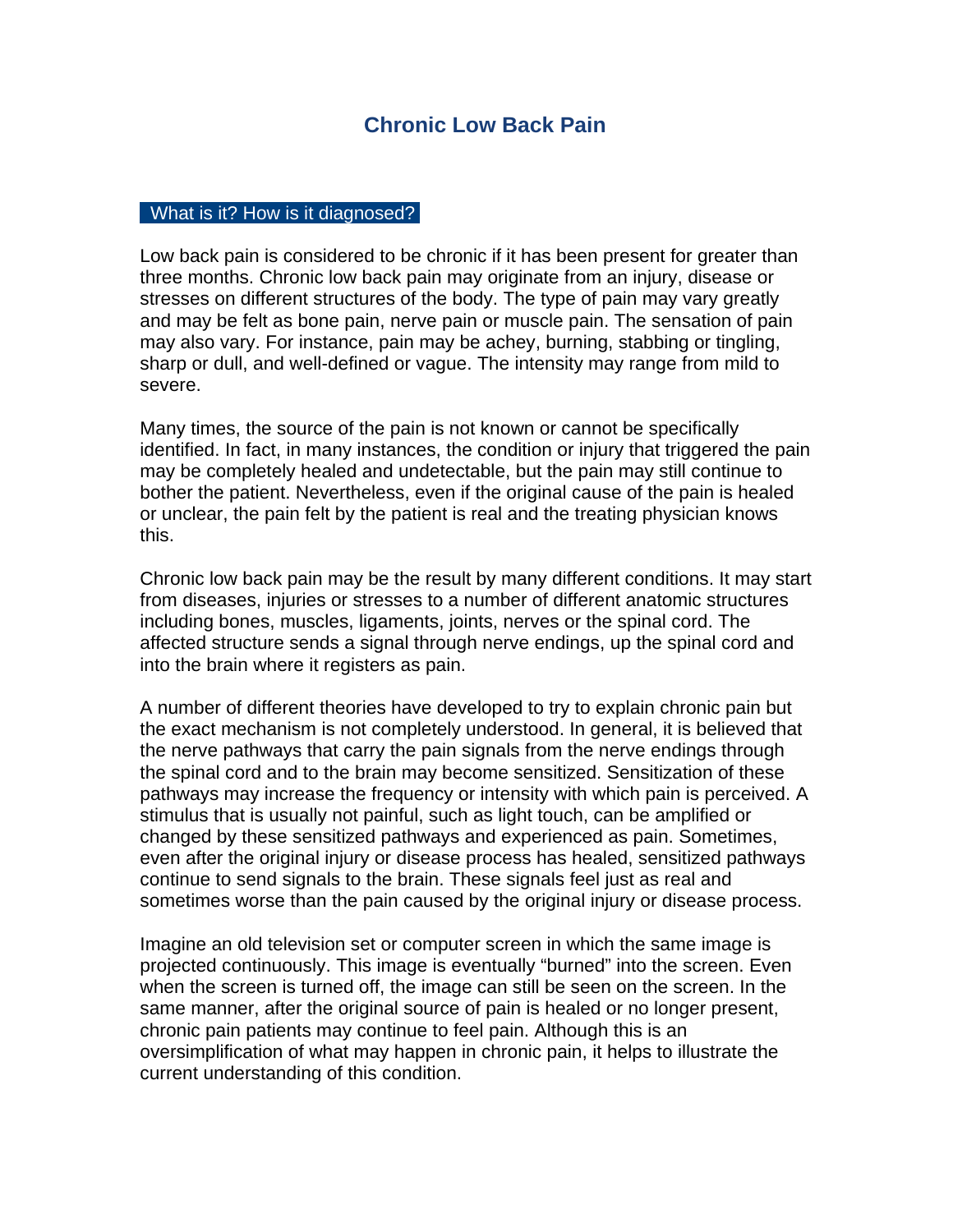# Chronic Low Back Pain

## What is it? How is it diagnosed?

Low back pain is considered to be chronic if it has been present for greater than three months. Chronic low back pain may originate from an injury, disease or stresses on different structures of the body. The type of pain may vary greatly and may be felt as bone pain, nerve pain or muscle pain. The sensation of pain may also vary. For instance, pain may be achey, burning, stabbing or tingling, sharp or dull, and well-defined or vague. The intensity may range from mild to severe.

Many times, the source of the pain is not known or cannot be specifically identified. In fact, in many instances, the condition or injury that triggered the pain may be completely healed and undetectable, but the pain may still continue to bother the patient. Nevertheless, even if the original cause of the pain is healed or unclear, the pain felt by the patient is real and the treating physician knows this.

Chronic low back pain may be the result by many different conditions. It may start from diseases, injuries or stresses to a number of different anatomic structures including bones, muscles, ligaments, joints, nerves or the spinal cord. The affected structure sends a signal through nerve endings, up the spinal cord and into the brain where it registers as pain.

A number of different theories have developed to try to explain chronic pain but the exact mechanism is not completely understood. In general, it is believed that the nerve pathways that carry the pain signals from the nerve endings through the spinal cord and to the brain may become sensitized. Sensitization of these pathways may increase the frequency or intensity with which pain is perceived. A stimulus that is usually not painful, such as light touch, can be amplified or changed by these sensitized pathways and experienced as pain. Sometimes, even after the original injury or disease process has healed, sensitized pathways continue to send signals to the brain. These signals feel just as real and sometimes worse than the pain caused by the original injury or disease process.

Imagine an old television set or computer screen in which the same image is projected continuously. This image is eventually "burned" into the screen. Even when the screen is turned off, the image can still be seen on the screen. In the same manner, after the original source of pain is healed or no longer present, chronic pain patients may continue to feel pain. Although this is an oversimplification of what may happen in chronic pain, it helps to illustrate the current understanding of this condition.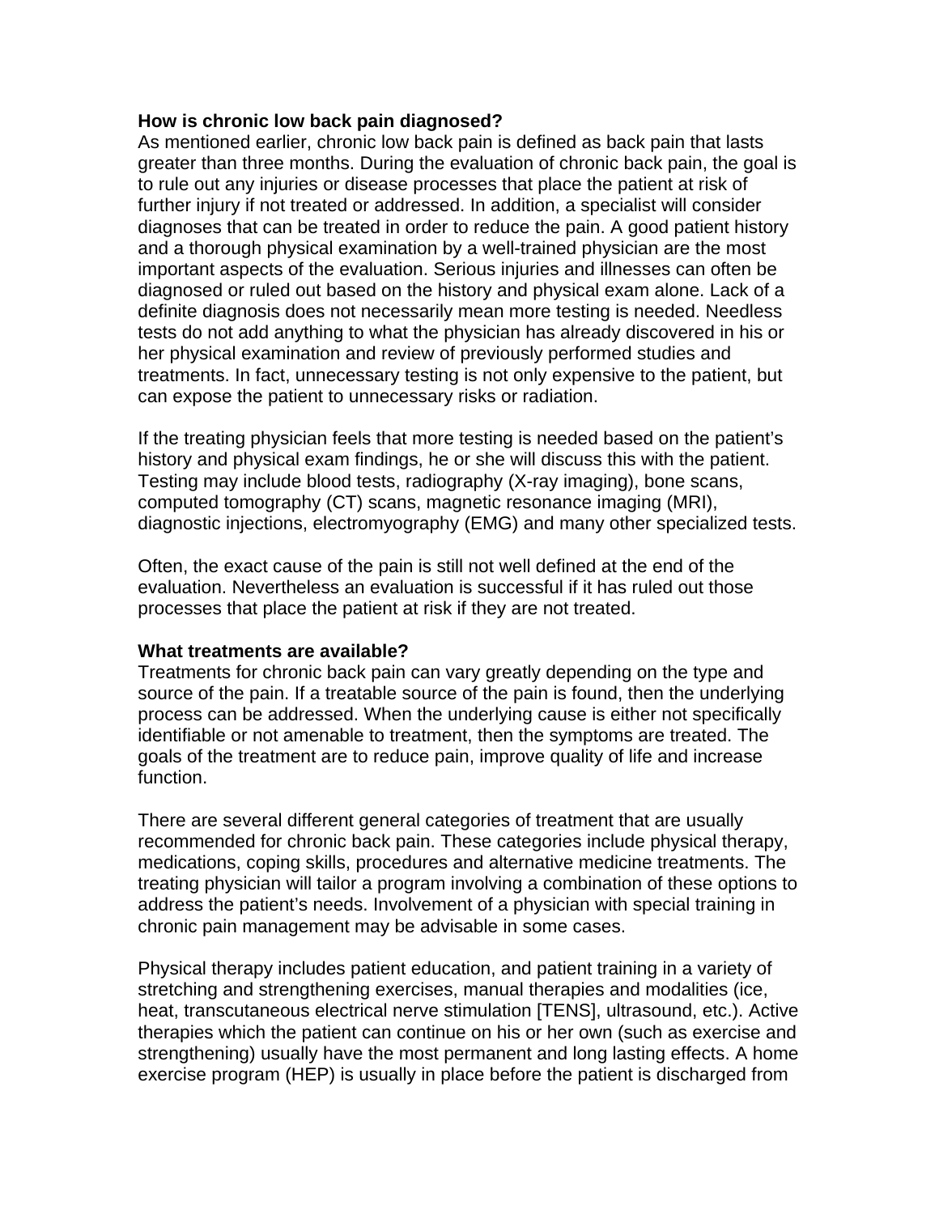**How is chronic low back pain diagnosed?**

As mentioned earlier, chronic low back pain is defined as back pain that lasts greater than three months. During the evaluation of chronic back pain, the goal is to rule out any injuries or disease processes that place the patient at risk of further injury if not treated or addressed. In addition, a specialist will consider diagnoses that can be treated in order to reduce the pain. A good patient history and a thorough physical examination by a well-trained physician are the most important aspects of the evaluation. Serious injuries and illnesses can often be diagnosed or ruled out based on the history and physical exam alone. Lack of a definite diagnosis does not necessarily mean more testing is needed. Needless tests do not add anything to what the physician has already discovered in his or her physical examination and review of previously performed studies and treatments. In fact, unnecessary testing is not only expensive to the patient, but can expose the patient to unnecessary risks or radiation.

If the treating physician feels that more testing is needed based on the patient's history and physical exam findings, he or she will discuss this with the patient. Testing may include blood tests, radiography (X-ray imaging), bone scans, computed tomography (CT) scans, magnetic resonance imaging (MRI), diagnostic injections, electromyography (EMG) and many other specialized tests.

Often, the exact cause of the pain is still not well defined at the end of the evaluation. Nevertheless an evaluation is successful if it has ruled out those processes that place the patient at risk if they are not treated.

**What treatments are available?**

Treatments for chronic back pain can vary greatly depending on the type and source of the pain. If a treatable source of the pain is found, then the underlying process can be addressed. When the underlying cause is either not specifically identifiable or not amenable to treatment, then the symptoms are treated. The goals of the treatment are to reduce pain, improve quality of life and increase function.

There are several different general categories of treatment that are usually recommended for chronic back pain. These categories include physical therapy, medications, coping skills, procedures and alternative medicine treatments. The treating physician will tailor a program involving a combination of these options to address the patient's needs. Involvement of a physician with special training in chronic pain management may be advisable in some cases.

Physical therapy includes patient education, and patient training in a variety of stretching and strengthening exercises, manual therapies and modalities (ice, heat, transcutaneous electrical nerve stimulation [TENS], ultrasound, etc.). Active therapies which the patient can continue on his or her own (such as exercise and strengthening) usually have the most permanent and long lasting effects. A home exercise program (HEP) is usually in place before the patient is discharged from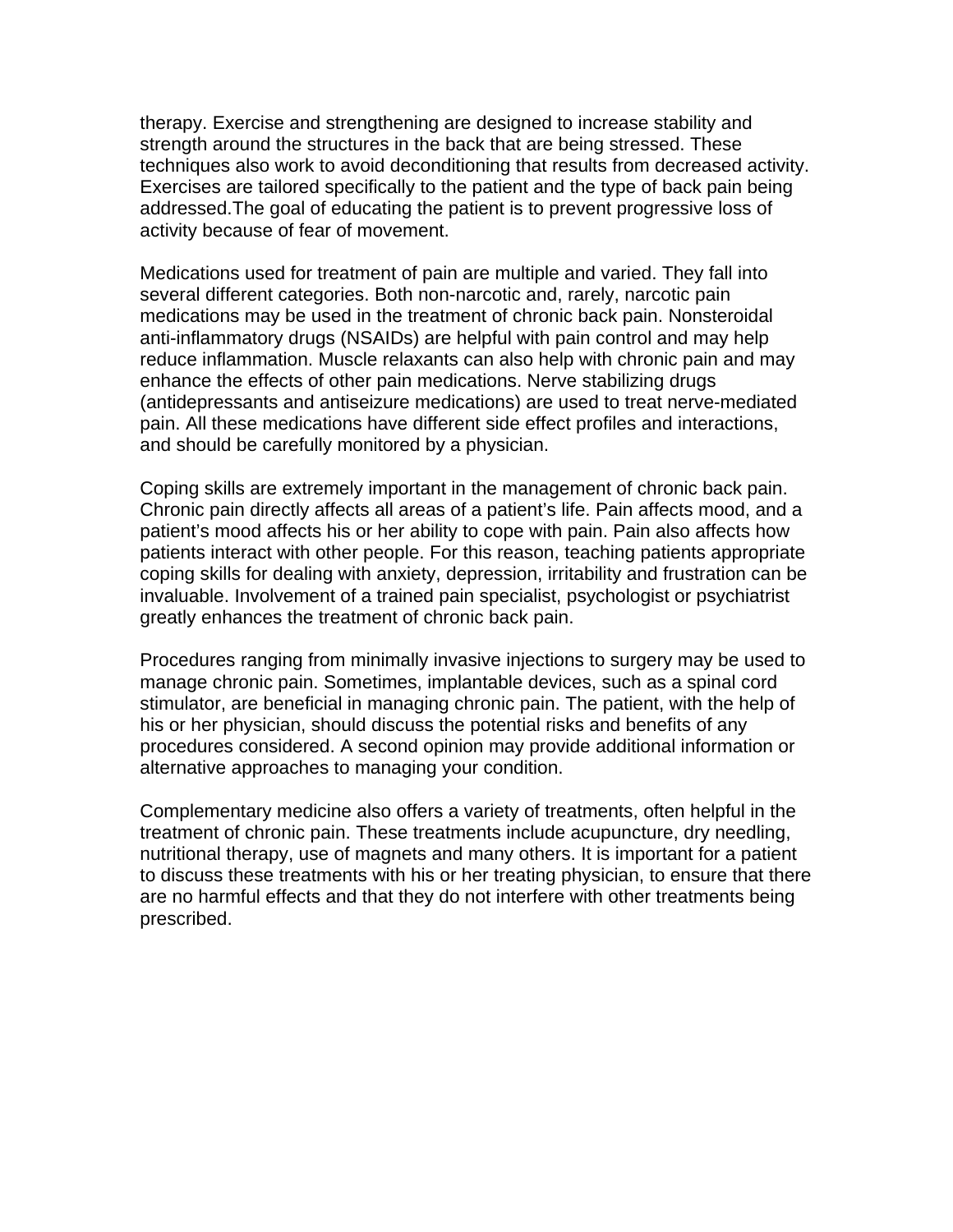therapy. Exercise and strengthening are designed to increase stability and strength around the structures in the back that are being stressed. These techniques also work to avoid deconditioning that results from decreased activity. Exercises are tailored specifically to the patient and the type of back pain being addressed.The goal of educating the patient is to prevent progressive loss of activity because of fear of movement.

Medications used for treatment of pain are multiple and varied. They fall into several different categories. Both non-narcotic and, rarely, narcotic pain medications may be used in the treatment of chronic back pain. Nonsteroidal anti-inflammatory drugs (NSAIDs) are helpful with pain control and may help reduce inflammation. Muscle relaxants can also help with chronic pain and may enhance the effects of other pain medications. Nerve stabilizing drugs (antidepressants and antiseizure medications) are used to treat nerve-mediated pain. All these medications have different side effect profiles and interactions, and should be carefully monitored by a physician.

Coping skills are extremely important in the management of chronic back pain. Chronic pain directly affects all areas of a patient's life. Pain affects mood, and a patient's mood affects his or her ability to cope with pain. Pain also affects how patients interact with other people. For this reason, teaching patients appropriate coping skills for dealing with anxiety, depression, irritability and frustration can be invaluable. Involvement of a trained pain specialist, psychologist or psychiatrist greatly enhances the treatment of chronic back pain.

Procedures ranging from minimally invasive injections to surgery may be used to manage chronic pain. Sometimes, implantable devices, such as a spinal cord stimulator, are beneficial in managing chronic pain. The patient, with the help of his or her physician, should discuss the potential risks and benefits of any procedures considered. A second opinion may provide additional information or alternative approaches to managing your condition.

Complementary medicine also offers a variety of treatments, often helpful in the treatment of chronic pain. These treatments include acupuncture, dry needling, nutritional therapy, use of magnets and many others. It is important for a patient to discuss these treatments with his or her treating physician, to ensure that there are no harmful effects and that they do not interfere with other treatments being prescribed.